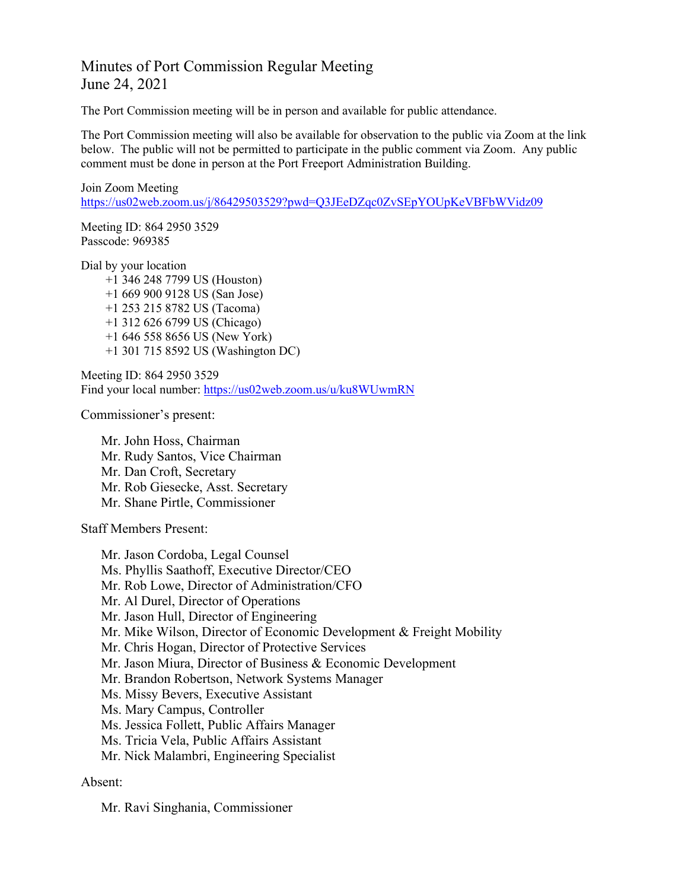# Minutes of Port Commission Regular Meeting
# June 24, 2021

The Port Commission meeting will be in person and available for public attendance.

The Port Commission meeting will also be available for observation to the public via Zoom at the link below. The public will not be permitted to participate in the public comment via Zoom. Any public comment must be done in person at the Port Freeport Administration Building.

Join Zoom Meeting
https://us02web.zoom.us/j/86429503529?pwd=Q3JEeDZqc0ZvSEpYOUpKeVBFbWVidz09

Meeting ID: 864 2950 3529
Passcode: 969385

Dial by your location
- +1 346 248 7799 US (Houston)
- +1 669 900 9128 US (San Jose)
- +1 253 215 8782 US (Tacoma)
- +1 312 626 6799 US (Chicago)
- +1 646 558 8656 US (New York)
- +1 301 715 8592 US (Washington DC)

Meeting ID: 864 2950 3529
Find your local number: https://us02web.zoom.us/u/ku8WUwmRN

Commissioner's present:

- Mr. John Hoss, Chairman
- Mr. Rudy Santos, Vice Chairman
- Mr. Dan Croft, Secretary
- Mr. Rob Giesecke, Asst. Secretary
- Mr. Shane Pirtle, Commissioner

Staff Members Present:

- Mr. Jason Cordoba, Legal Counsel
- Ms. Phyllis Saathoff, Executive Director/CEO
- Mr. Rob Lowe, Director of Administration/CFO
- Mr. Al Durel, Director of Operations
- Mr. Jason Hull, Director of Engineering
- Mr. Mike Wilson, Director of Economic Development & Freight Mobility
- Mr. Chris Hogan, Director of Protective Services
- Mr. Jason Miura, Director of Business & Economic Development
- Mr. Brandon Robertson, Network Systems Manager
- Ms. Missy Bevers, Executive Assistant
- Ms. Mary Campus, Controller
- Ms. Jessica Follett, Public Affairs Manager
- Ms. Tricia Vela, Public Affairs Assistant
- Mr. Nick Malambri, Engineering Specialist

Absent:

- Mr. Ravi Singhania, Commissioner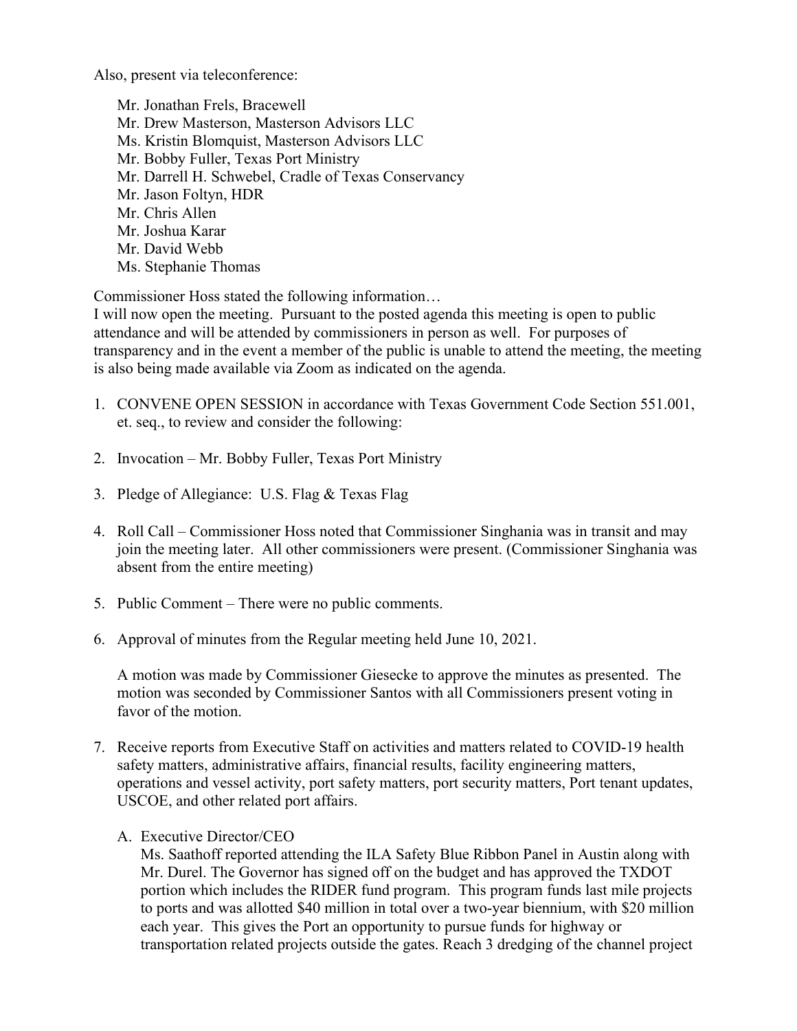Also, present via teleconference:

Mr. Jonathan Frels, Bracewell
Mr. Drew Masterson, Masterson Advisors LLC
Ms. Kristin Blomquist, Masterson Advisors LLC
Mr. Bobby Fuller, Texas Port Ministry
Mr. Darrell H. Schwebel, Cradle of Texas Conservancy
Mr. Jason Foltyn, HDR
Mr. Chris Allen
Mr. Joshua Karar
Mr. David Webb
Ms. Stephanie Thomas

Commissioner Hoss stated the following information…
I will now open the meeting. Pursuant to the posted agenda this meeting is open to public attendance and will be attended by commissioners in person as well. For purposes of transparency and in the event a member of the public is unable to attend the meeting, the meeting is also being made available via Zoom as indicated on the agenda.

1. CONVENE OPEN SESSION in accordance with Texas Government Code Section 551.001, et. seq., to review and consider the following:

2. Invocation – Mr. Bobby Fuller, Texas Port Ministry

3. Pledge of Allegiance: U.S. Flag & Texas Flag

4. Roll Call – Commissioner Hoss noted that Commissioner Singhania was in transit and may join the meeting later. All other commissioners were present. (Commissioner Singhania was absent from the entire meeting)

5. Public Comment – There were no public comments.

6. Approval of minutes from the Regular meeting held June 10, 2021.

   A motion was made by Commissioner Giesecke to approve the minutes as presented. The motion was seconded by Commissioner Santos with all Commissioners present voting in favor of the motion.

7. Receive reports from Executive Staff on activities and matters related to COVID-19 health safety matters, administrative affairs, financial results, facility engineering matters, operations and vessel activity, port safety matters, port security matters, Port tenant updates, USCOE, and other related port affairs.

   A. Executive Director/CEO
   Ms. Saathoff reported attending the ILA Safety Blue Ribbon Panel in Austin along with Mr. Durel. The Governor has signed off on the budget and has approved the TXDOT portion which includes the RIDER fund program. This program funds last mile projects to ports and was allotted $40 million in total over a two-year biennium, with $20 million each year. This gives the Port an opportunity to pursue funds for highway or transportation related projects outside the gates. Reach 3 dredging of the channel project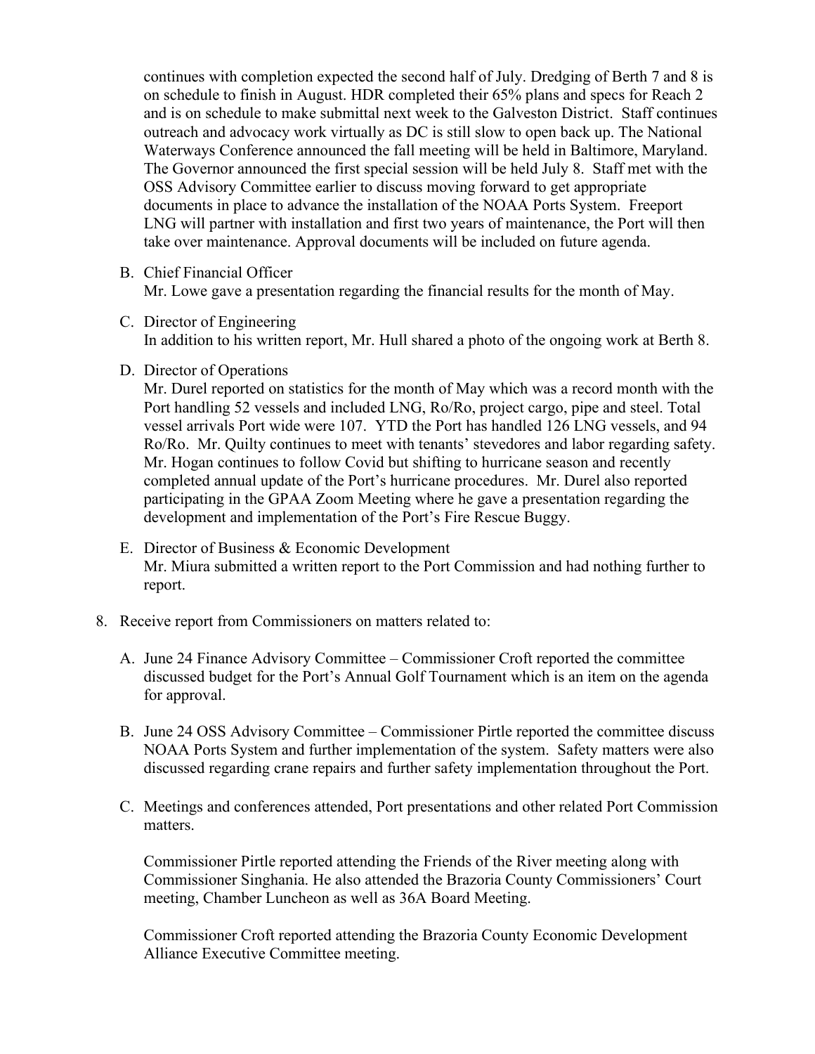continues with completion expected the second half of July. Dredging of Berth 7 and 8 is on schedule to finish in August. HDR completed their 65% plans and specs for Reach 2 and is on schedule to make submittal next week to the Galveston District. Staff continues outreach and advocacy work virtually as DC is still slow to open back up. The National Waterways Conference announced the fall meeting will be held in Baltimore, Maryland. The Governor announced the first special session will be held July 8. Staff met with the OSS Advisory Committee earlier to discuss moving forward to get appropriate documents in place to advance the installation of the NOAA Ports System. Freeport LNG will partner with installation and first two years of maintenance, the Port will then take over maintenance. Approval documents will be included on future agenda.

B. Chief Financial Officer
   Mr. Lowe gave a presentation regarding the financial results for the month of May.

C. Director of Engineering
   In addition to his written report, Mr. Hull shared a photo of the ongoing work at Berth 8.

D. Director of Operations
   Mr. Durel reported on statistics for the month of May which was a record month with the Port handling 52 vessels and included LNG, Ro/Ro, project cargo, pipe and steel. Total vessel arrivals Port wide were 107. YTD the Port has handled 126 LNG vessels, and 94 Ro/Ro. Mr. Quilty continues to meet with tenants' stevedores and labor regarding safety. Mr. Hogan continues to follow Covid but shifting to hurricane season and recently completed annual update of the Port's hurricane procedures. Mr. Durel also reported participating in the GPAA Zoom Meeting where he gave a presentation regarding the development and implementation of the Port's Fire Rescue Buggy.

E. Director of Business & Economic Development
   Mr. Miura submitted a written report to the Port Commission and had nothing further to report.

8. Receive report from Commissioners on matters related to:

   A. June 24 Finance Advisory Committee – Commissioner Croft reported the committee discussed budget for the Port's Annual Golf Tournament which is an item on the agenda for approval.

   B. June 24 OSS Advisory Committee – Commissioner Pirtle reported the committee discuss NOAA Ports System and further implementation of the system. Safety matters were also discussed regarding crane repairs and further safety implementation throughout the Port.

   C. Meetings and conferences attended, Port presentations and other related Port Commission matters.

      Commissioner Pirtle reported attending the Friends of the River meeting along with Commissioner Singhania. He also attended the Brazoria County Commissioners' Court meeting, Chamber Luncheon as well as 36A Board Meeting.

      Commissioner Croft reported attending the Brazoria County Economic Development Alliance Executive Committee meeting.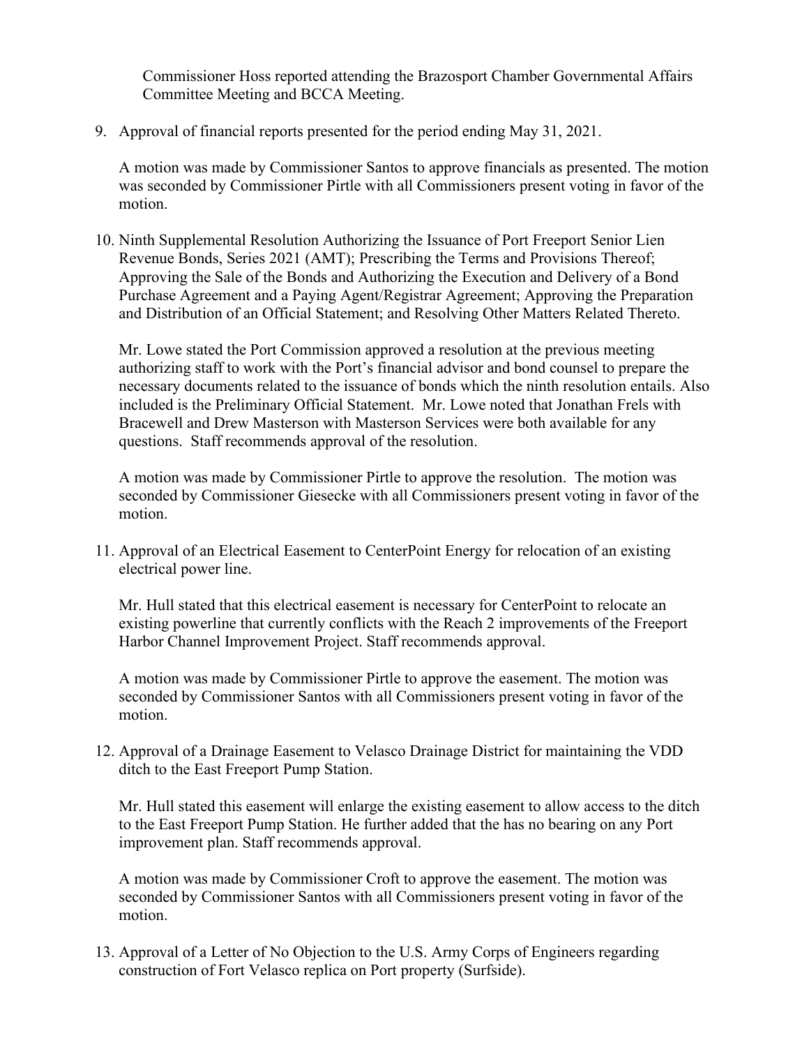Commissioner Hoss reported attending the Brazosport Chamber Governmental Affairs Committee Meeting and BCCA Meeting.

9. Approval of financial reports presented for the period ending May 31, 2021.

   A motion was made by Commissioner Santos to approve financials as presented. The motion was seconded by Commissioner Pirtle with all Commissioners present voting in favor of the motion.

10. Ninth Supplemental Resolution Authorizing the Issuance of Port Freeport Senior Lien Revenue Bonds, Series 2021 (AMT); Prescribing the Terms and Provisions Thereof; Approving the Sale of the Bonds and Authorizing the Execution and Delivery of a Bond Purchase Agreement and a Paying Agent/Registrar Agreement; Approving the Preparation and Distribution of an Official Statement; and Resolving Other Matters Related Thereto.

    Mr. Lowe stated the Port Commission approved a resolution at the previous meeting authorizing staff to work with the Port's financial advisor and bond counsel to prepare the necessary documents related to the issuance of bonds which the ninth resolution entails. Also included is the Preliminary Official Statement. Mr. Lowe noted that Jonathan Frels with Bracewell and Drew Masterson with Masterson Services were both available for any questions. Staff recommends approval of the resolution.

    A motion was made by Commissioner Pirtle to approve the resolution. The motion was seconded by Commissioner Giesecke with all Commissioners present voting in favor of the motion.

11. Approval of an Electrical Easement to CenterPoint Energy for relocation of an existing electrical power line.

    Mr. Hull stated that this electrical easement is necessary for CenterPoint to relocate an existing powerline that currently conflicts with the Reach 2 improvements of the Freeport Harbor Channel Improvement Project. Staff recommends approval.

    A motion was made by Commissioner Pirtle to approve the easement. The motion was seconded by Commissioner Santos with all Commissioners present voting in favor of the motion.

12. Approval of a Drainage Easement to Velasco Drainage District for maintaining the VDD ditch to the East Freeport Pump Station.

    Mr. Hull stated this easement will enlarge the existing easement to allow access to the ditch to the East Freeport Pump Station. He further added that the has no bearing on any Port improvement plan. Staff recommends approval.

    A motion was made by Commissioner Croft to approve the easement. The motion was seconded by Commissioner Santos with all Commissioners present voting in favor of the motion.

13. Approval of a Letter of No Objection to the U.S. Army Corps of Engineers regarding construction of Fort Velasco replica on Port property (Surfside).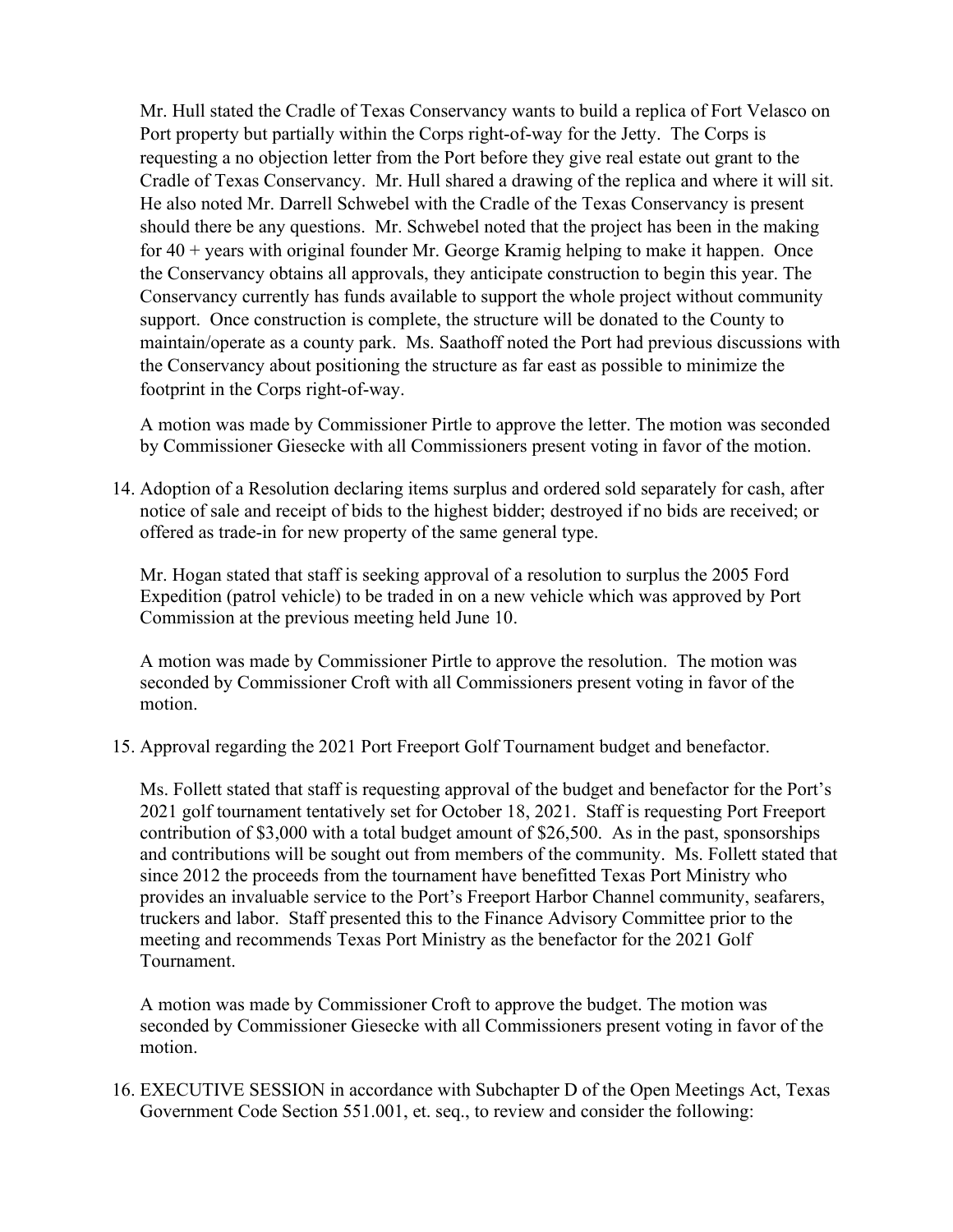Mr. Hull stated the Cradle of Texas Conservancy wants to build a replica of Fort Velasco on Port property but partially within the Corps right-of-way for the Jetty. The Corps is requesting a no objection letter from the Port before they give real estate out grant to the Cradle of Texas Conservancy. Mr. Hull shared a drawing of the replica and where it will sit. He also noted Mr. Darrell Schwebel with the Cradle of the Texas Conservancy is present should there be any questions. Mr. Schwebel noted that the project has been in the making for 40 + years with original founder Mr. George Kramig helping to make it happen. Once the Conservancy obtains all approvals, they anticipate construction to begin this year. The Conservancy currently has funds available to support the whole project without community support. Once construction is complete, the structure will be donated to the County to maintain/operate as a county park. Ms. Saathoff noted the Port had previous discussions with the Conservancy about positioning the structure as far east as possible to minimize the footprint in the Corps right-of-way.

A motion was made by Commissioner Pirtle to approve the letter. The motion was seconded by Commissioner Giesecke with all Commissioners present voting in favor of the motion.

14. Adoption of a Resolution declaring items surplus and ordered sold separately for cash, after notice of sale and receipt of bids to the highest bidder; destroyed if no bids are received; or offered as trade-in for new property of the same general type.

    Mr. Hogan stated that staff is seeking approval of a resolution to surplus the 2005 Ford Expedition (patrol vehicle) to be traded in on a new vehicle which was approved by Port Commission at the previous meeting held June 10.

    A motion was made by Commissioner Pirtle to approve the resolution. The motion was seconded by Commissioner Croft with all Commissioners present voting in favor of the motion.

15. Approval regarding the 2021 Port Freeport Golf Tournament budget and benefactor.

    Ms. Follett stated that staff is requesting approval of the budget and benefactor for the Port's 2021 golf tournament tentatively set for October 18, 2021. Staff is requesting Port Freeport contribution of $3,000 with a total budget amount of $26,500. As in the past, sponsorships and contributions will be sought out from members of the community. Ms. Follett stated that since 2012 the proceeds from the tournament have benefitted Texas Port Ministry who provides an invaluable service to the Port's Freeport Harbor Channel community, seafarers, truckers and labor. Staff presented this to the Finance Advisory Committee prior to the meeting and recommends Texas Port Ministry as the benefactor for the 2021 Golf Tournament.

    A motion was made by Commissioner Croft to approve the budget. The motion was seconded by Commissioner Giesecke with all Commissioners present voting in favor of the motion.

16. EXECUTIVE SESSION in accordance with Subchapter D of the Open Meetings Act, Texas Government Code Section 551.001, et. seq., to review and consider the following: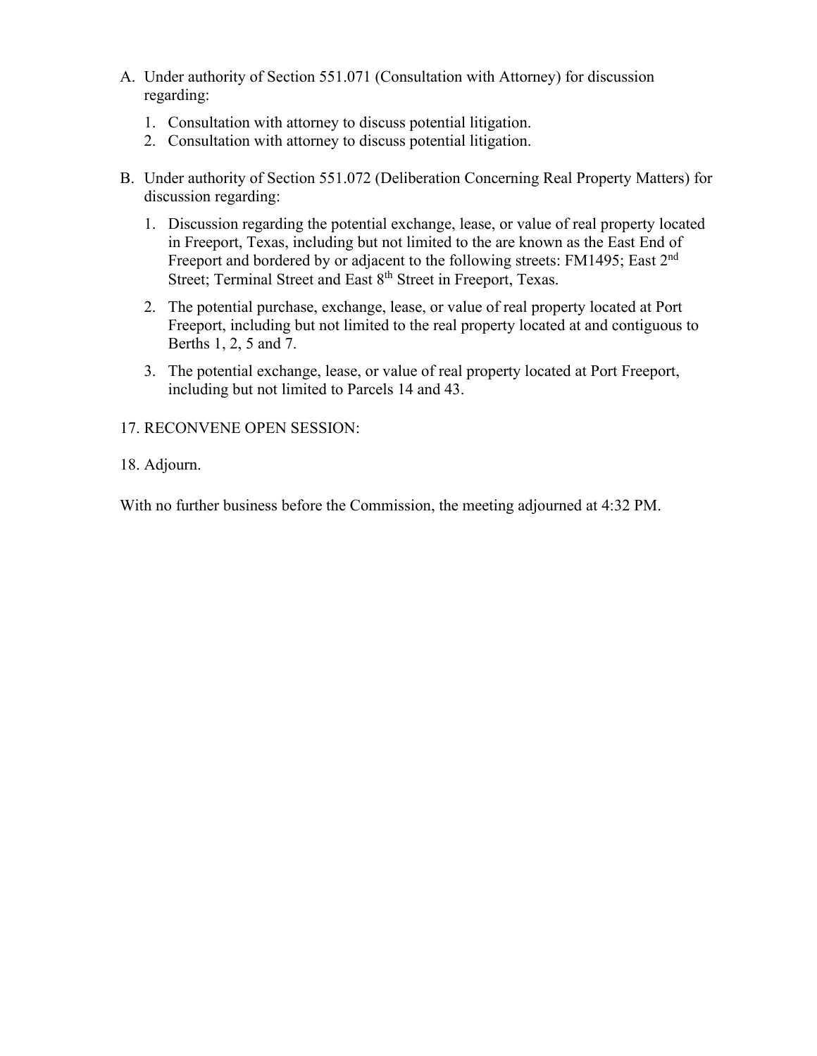A. Under authority of Section 551.071 (Consultation with Attorney) for discussion regarding:

   1. Consultation with attorney to discuss potential litigation.
   2. Consultation with attorney to discuss potential litigation.

B. Under authority of Section 551.072 (Deliberation Concerning Real Property Matters) for discussion regarding:

   1. Discussion regarding the potential exchange, lease, or value of real property located in Freeport, Texas, including but not limited to the are known as the East End of Freeport and bordered by or adjacent to the following streets: FM1495; East 2nd Street; Terminal Street and East 8th Street in Freeport, Texas.

   2. The potential purchase, exchange, lease, or value of real property located at Port Freeport, including but not limited to the real property located at and contiguous to Berths 1, 2, 5 and 7.

   3. The potential exchange, lease, or value of real property located at Port Freeport, including but not limited to Parcels 14 and 43.

17. RECONVENE OPEN SESSION:

18. Adjourn.

With no further business before the Commission, the meeting adjourned at 4:32 PM.